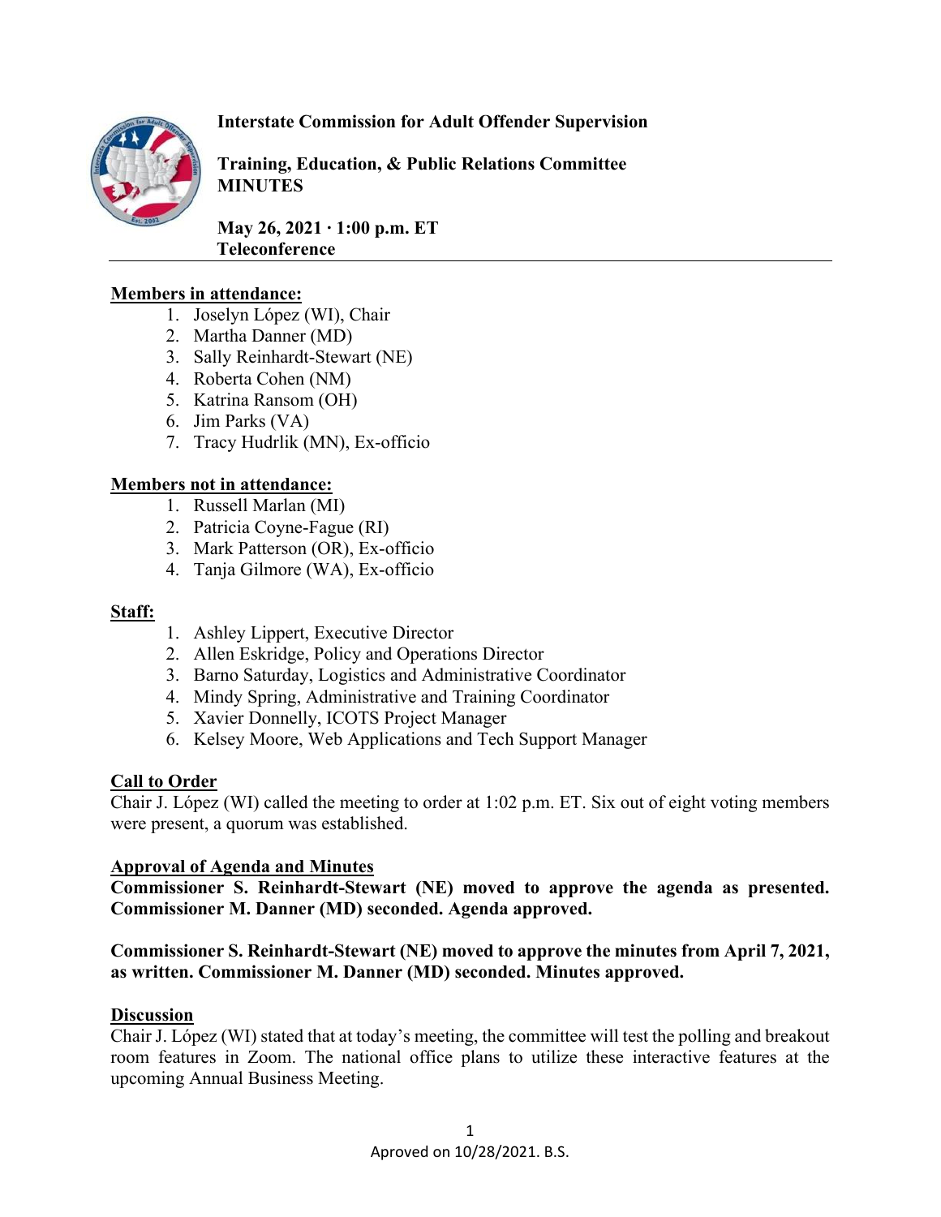**Interstate Commission for Adult Offender Supervision**

**Training, Education, & Public Relations Committee MINUTES**

**May 26, 2021 · 1:00 p.m. ET**
**Teleconference**

---

**Members in attendance:**

1. Joselyn López (WI), Chair
2. Martha Danner (MD)
3. Sally Reinhardt-Stewart (NE)
4. Roberta Cohen (NM)
5. Katrina Ransom (OH)
6. Jim Parks (VA)
7. Tracy Hudrlik (MN), Ex-officio

**Members not in attendance:**

1. Russell Marlan (MI)
2. Patricia Coyne-Fague (RI)
3. Mark Patterson (OR), Ex-officio
4. Tanja Gilmore (WA), Ex-officio

**Staff:**

1. Ashley Lippert, Executive Director
2. Allen Eskridge, Policy and Operations Director
3. Barno Saturday, Logistics and Administrative Coordinator
4. Mindy Spring, Administrative and Training Coordinator
5. Xavier Donnelly, ICOTS Project Manager
6. Kelsey Moore, Web Applications and Tech Support Manager

**Call to Order**

Chair J. López (WI) called the meeting to order at 1:02 p.m. ET. Six out of eight voting members were present, a quorum was established.

**Approval of Agenda and Minutes**

**Commissioner S. Reinhardt-Stewart (NE) moved to approve the agenda as presented. Commissioner M. Danner (MD) seconded. Agenda approved.**

**Commissioner S. Reinhardt-Stewart (NE) moved to approve the minutes from April 7, 2021, as written. Commissioner M. Danner (MD) seconded. Minutes approved.**

**Discussion**

Chair J. López (WI) stated that at today's meeting, the committee will test the polling and breakout room features in Zoom. The national office plans to utilize these interactive features at the upcoming Annual Business Meeting.

Aproved on 10/28/2021. B.S.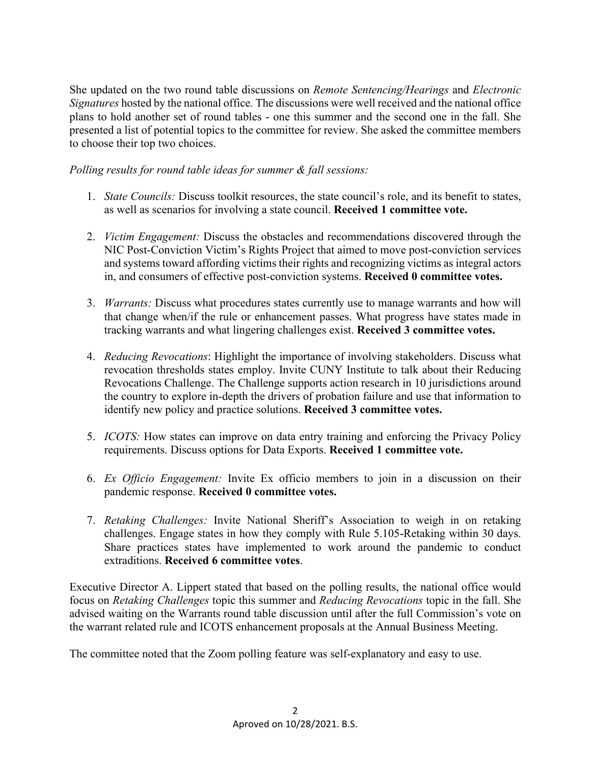She updated on the two round table discussions on *Remote Sentencing/Hearings* and *Electronic Signatures* hosted by the national office. The discussions were well received and the national office plans to hold another set of round tables - one this summer and the second one in the fall. She presented a list of potential topics to the committee for review. She asked the committee members to choose their top two choices.

*Polling results for round table ideas for summer & fall sessions:*

1. *State Councils:* Discuss toolkit resources, the state council's role, and its benefit to states, as well as scenarios for involving a state council. **Received 1 committee vote.**

2. *Victim Engagement:* Discuss the obstacles and recommendations discovered through the NIC Post-Conviction Victim's Rights Project that aimed to move post-conviction services and systems toward affording victims their rights and recognizing victims as integral actors in, and consumers of effective post-conviction systems. **Received 0 committee votes.**

3. *Warrants:* Discuss what procedures states currently use to manage warrants and how will that change when/if the rule or enhancement passes. What progress have states made in tracking warrants and what lingering challenges exist. **Received 3 committee votes.**

4. *Reducing Revocations*: Highlight the importance of involving stakeholders. Discuss what revocation thresholds states employ. Invite CUNY Institute to talk about their Reducing Revocations Challenge. The Challenge supports action research in 10 jurisdictions around the country to explore in-depth the drivers of probation failure and use that information to identify new policy and practice solutions. **Received 3 committee votes.**

5. *ICOTS:* How states can improve on data entry training and enforcing the Privacy Policy requirements. Discuss options for Data Exports. **Received 1 committee vote.**

6. *Ex Officio Engagement:* Invite Ex officio members to join in a discussion on their pandemic response. **Received 0 committee votes.**

7. *Retaking Challenges:* Invite National Sheriff's Association to weigh in on retaking challenges. Engage states in how they comply with Rule 5.105-Retaking within 30 days. Share practices states have implemented to work around the pandemic to conduct extraditions. **Received 6 committee votes**.

Executive Director A. Lippert stated that based on the polling results, the national office would focus on *Retaking Challenges* topic this summer and *Reducing Revocations* topic in the fall. She advised waiting on the Warrants round table discussion until after the full Commission's vote on the warrant related rule and ICOTS enhancement proposals at the Annual Business Meeting.

The committee noted that the Zoom polling feature was self-explanatory and easy to use.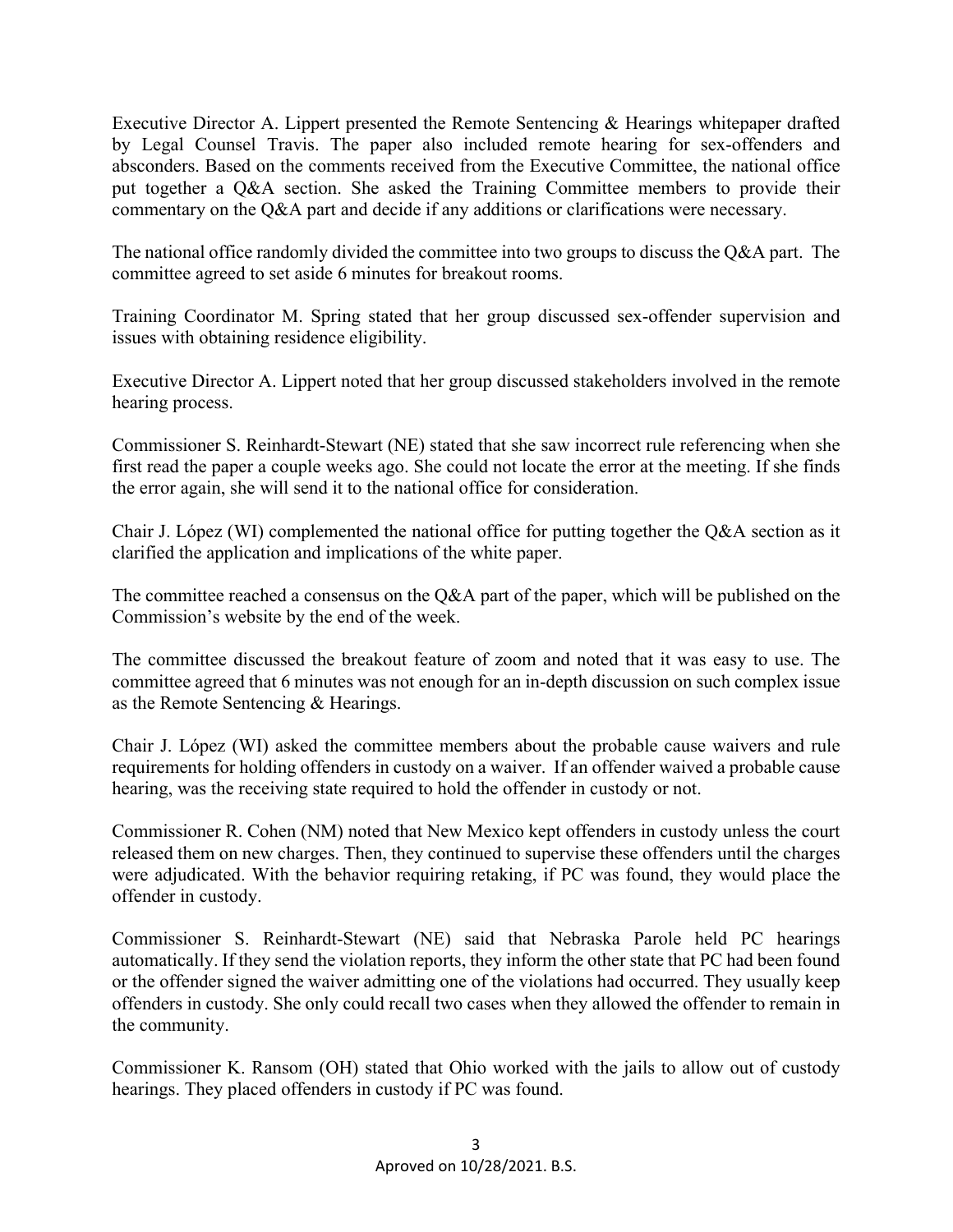Executive Director A. Lippert presented the Remote Sentencing & Hearings whitepaper drafted by Legal Counsel Travis. The paper also included remote hearing for sex-offenders and absconders. Based on the comments received from the Executive Committee, the national office put together a Q&A section. She asked the Training Committee members to provide their commentary on the Q&A part and decide if any additions or clarifications were necessary.

The national office randomly divided the committee into two groups to discuss the Q&A part. The committee agreed to set aside 6 minutes for breakout rooms.

Training Coordinator M. Spring stated that her group discussed sex-offender supervision and issues with obtaining residence eligibility.

Executive Director A. Lippert noted that her group discussed stakeholders involved in the remote hearing process.

Commissioner S. Reinhardt-Stewart (NE) stated that she saw incorrect rule referencing when she first read the paper a couple weeks ago. She could not locate the error at the meeting. If she finds the error again, she will send it to the national office for consideration.

Chair J. López (WI) complemented the national office for putting together the Q&A section as it clarified the application and implications of the white paper.

The committee reached a consensus on the Q&A part of the paper, which will be published on the Commission's website by the end of the week.

The committee discussed the breakout feature of zoom and noted that it was easy to use. The committee agreed that 6 minutes was not enough for an in-depth discussion on such complex issue as the Remote Sentencing & Hearings.

Chair J. López (WI) asked the committee members about the probable cause waivers and rule requirements for holding offenders in custody on a waiver. If an offender waived a probable cause hearing, was the receiving state required to hold the offender in custody or not.

Commissioner R. Cohen (NM) noted that New Mexico kept offenders in custody unless the court released them on new charges. Then, they continued to supervise these offenders until the charges were adjudicated. With the behavior requiring retaking, if PC was found, they would place the offender in custody.

Commissioner S. Reinhardt-Stewart (NE) said that Nebraska Parole held PC hearings automatically. If they send the violation reports, they inform the other state that PC had been found or the offender signed the waiver admitting one of the violations had occurred. They usually keep offenders in custody. She only could recall two cases when they allowed the offender to remain in the community.

Commissioner K. Ransom (OH) stated that Ohio worked with the jails to allow out of custody hearings. They placed offenders in custody if PC was found.

Aproved on 10/28/2021. B.S.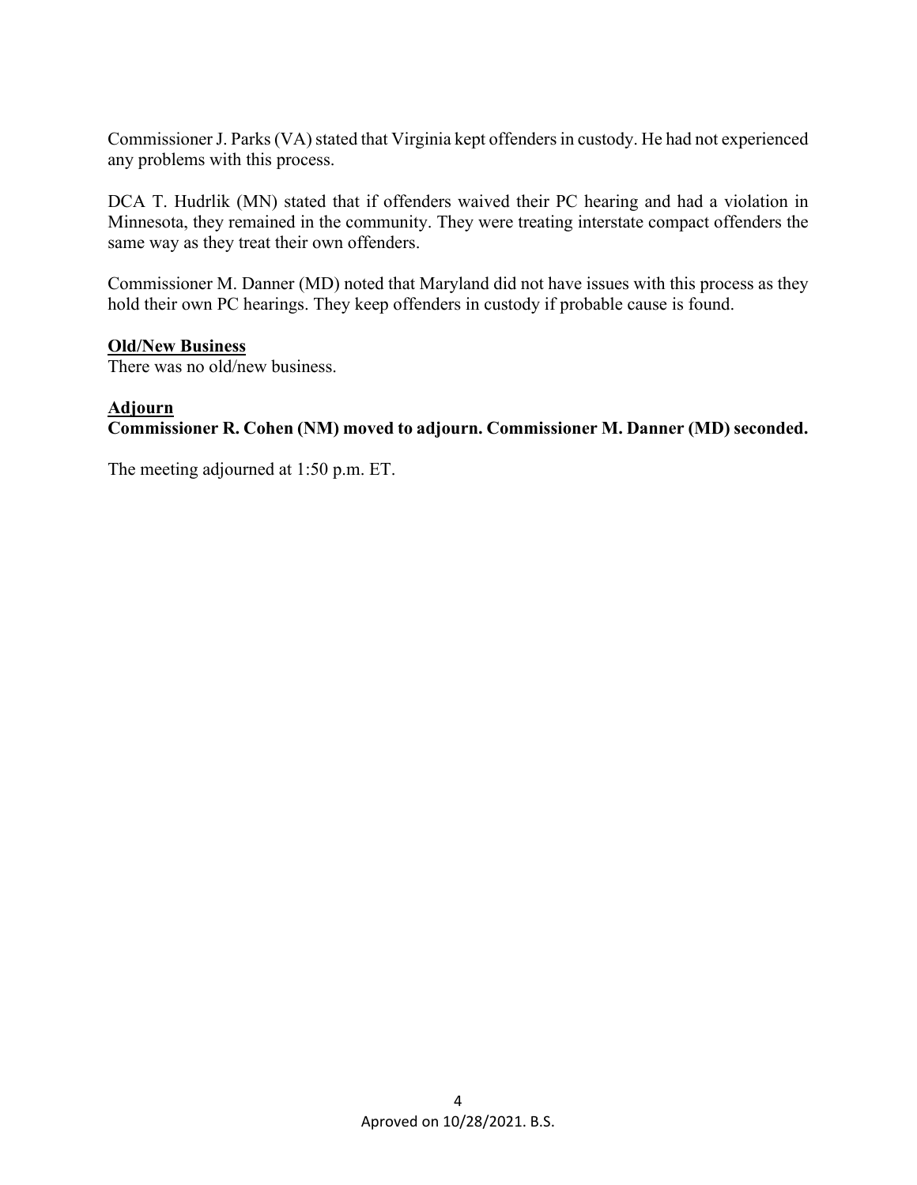Commissioner J. Parks (VA) stated that Virginia kept offenders in custody. He had not experienced any problems with this process.

DCA T. Hudrlik (MN) stated that if offenders waived their PC hearing and had a violation in Minnesota, they remained in the community. They were treating interstate compact offenders the same way as they treat their own offenders.

Commissioner M. Danner (MD) noted that Maryland did not have issues with this process as they hold their own PC hearings. They keep offenders in custody if probable cause is found.

## Old/New Business

There was no old/new business.

## Adjourn

**Commissioner R. Cohen (NM) moved to adjourn. Commissioner M. Danner (MD) seconded.**

The meeting adjourned at 1:50 p.m. ET.

Aproved on 10/28/2021. B.S.